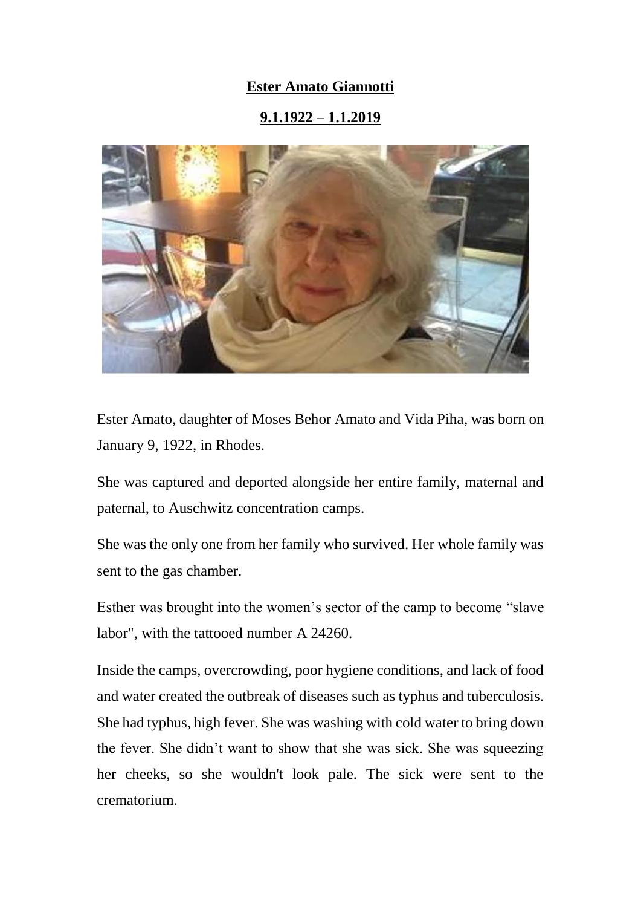# Ester Amato Giannotti

## 9.1.1922 – 1.1.2019

Ester Amato, daughter of Moses Behor Amato and Vida Piha, was born on January 9, 1922, in Rhodes.

She was captured and deported alongside her entire family, maternal and paternal, to Auschwitz concentration camps.

She was the only one from her family who survived. Her whole family was sent to the gas chamber.

Esther was brought into the women's sector of the camp to become "slave labor", with the tattooed number A 24260.

Inside the camps, overcrowding, poor hygiene conditions, and lack of food and water created the outbreak of diseases such as typhus and tuberculosis. She had typhus, high fever. She was washing with cold water to bring down the fever. She didn't want to show that she was sick. She was squeezing her cheeks, so she wouldn't look pale. The sick were sent to the crematorium.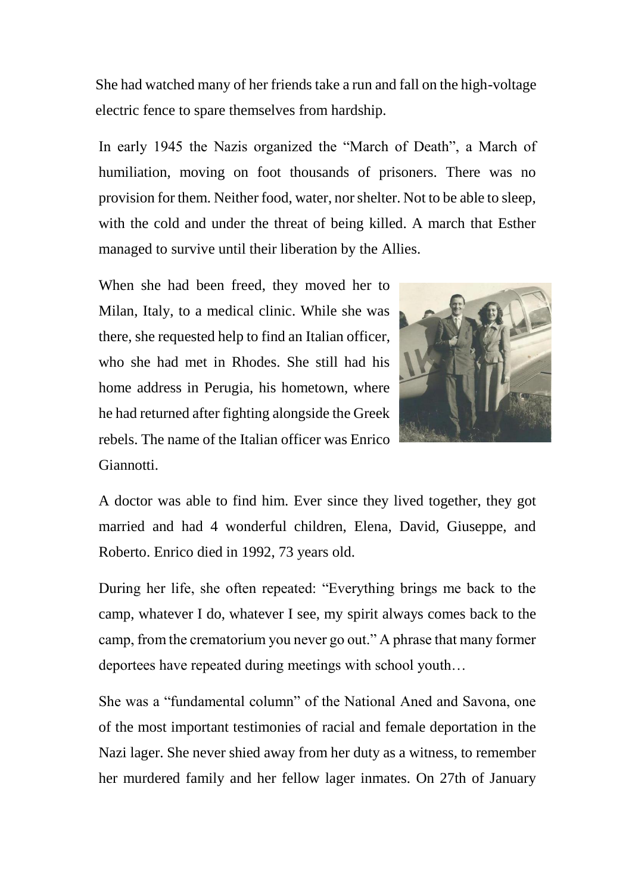She had watched many of her friends take a run and fall on the high-voltage electric fence to spare themselves from hardship.

In early 1945 the Nazis organized the "March of Death", a March of humiliation, moving on foot thousands of prisoners. There was no provision for them. Neither food, water, nor shelter. Not to be able to sleep, with the cold and under the threat of being killed. A march that Esther managed to survive until their liberation by the Allies.

When she had been freed, they moved her to Milan, Italy, to a medical clinic. While she was there, she requested help to find an Italian officer, who she had met in Rhodes. She still had his home address in Perugia, his hometown, where he had returned after fighting alongside the Greek rebels. The name of the Italian officer was Enrico Giannotti.

A doctor was able to find him. Ever since they lived together, they got married and had 4 wonderful children, Elena, David, Giuseppe, and Roberto. Enrico died in 1992, 73 years old.

During her life, she often repeated: "Everything brings me back to the camp, whatever I do, whatever I see, my spirit always comes back to the camp, from the crematorium you never go out." A phrase that many former deportees have repeated during meetings with school youth…

She was a "fundamental column" of the National Aned and Savona, one of the most important testimonies of racial and female deportation in the Nazi lager. She never shied away from her duty as a witness, to remember her murdered family and her fellow lager inmates. On 27th of January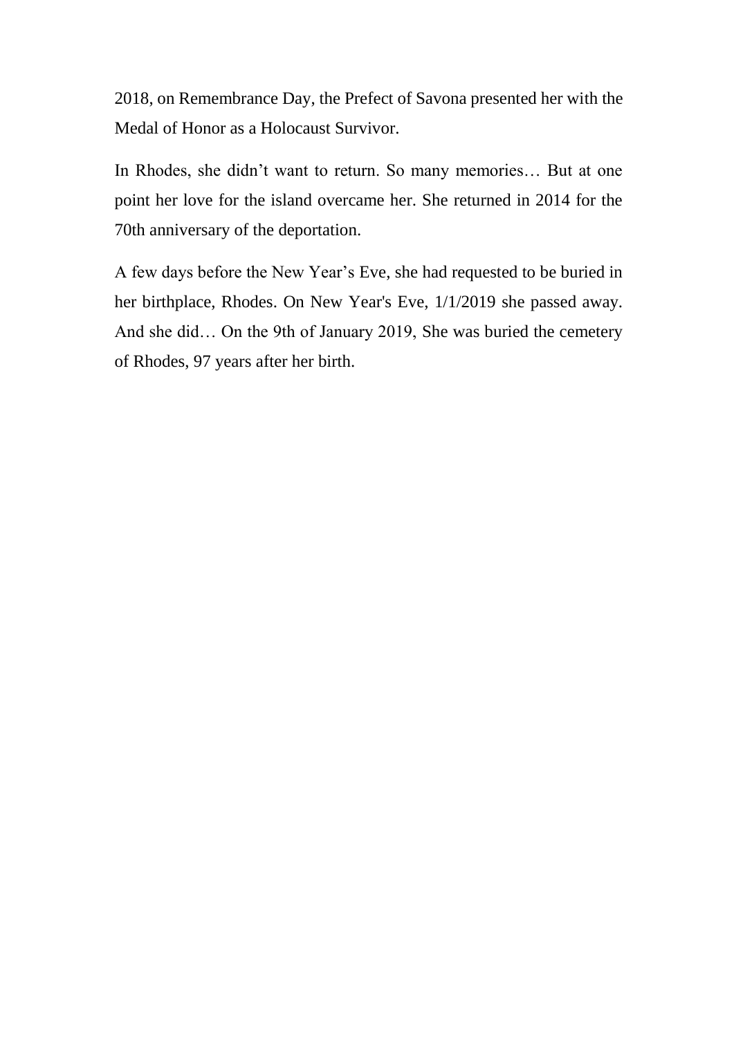2018, on Remembrance Day, the Prefect of Savona presented her with the Medal of Honor as a Holocaust Survivor.

In Rhodes, she didn't want to return. So many memories… But at one point her love for the island overcame her. She returned in 2014 for the 70th anniversary of the deportation.

A few days before the New Year's Eve, she had requested to be buried in her birthplace, Rhodes. On New Year's Eve, 1/1/2019 she passed away. And she did… On the 9th of January 2019, She was buried the cemetery of Rhodes, 97 years after her birth.